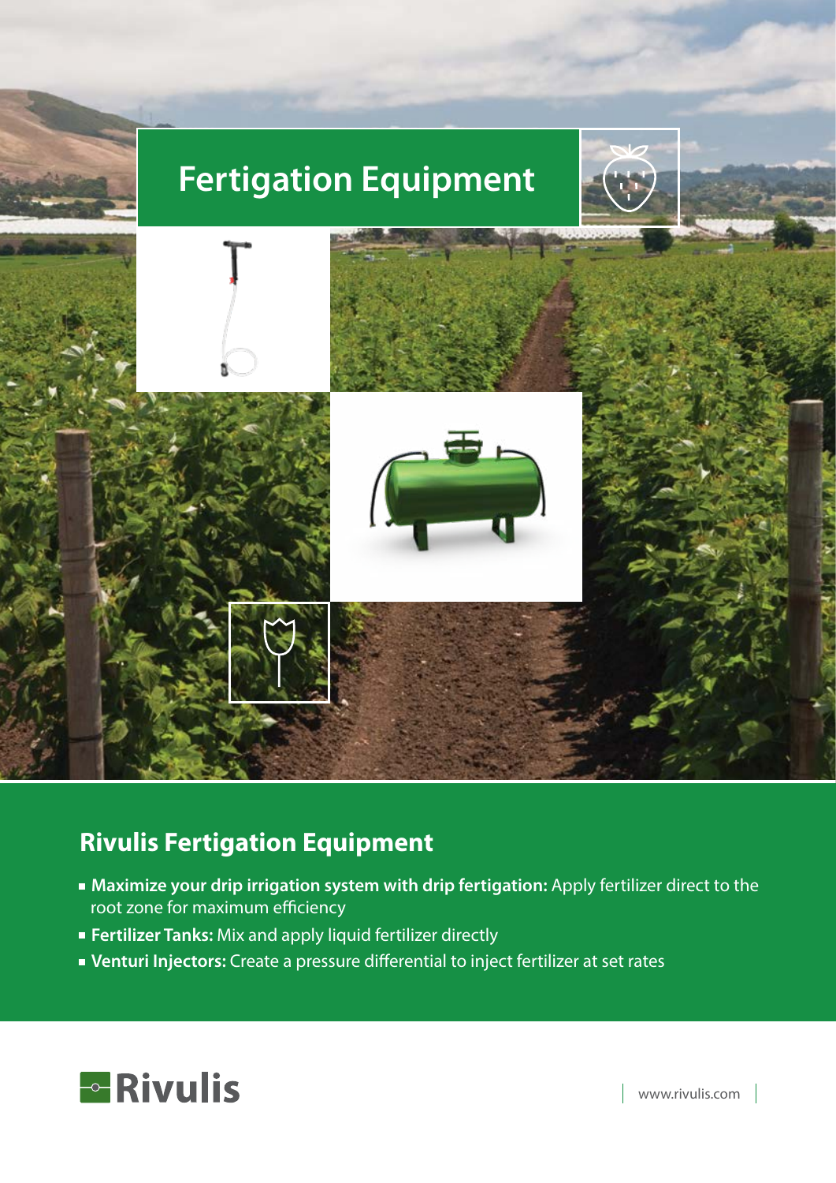# Fertigation Equipment

## Rivulis Fertigation Equipment

- **Maximize your drip irrigation system with drip fertigation:** Apply fertilizer direct to the root zone for maximum efficiency
- **Fertilizer Tanks:** Mix and apply liquid fertilizer directly
- **Venturi Injectors:** Create a pressure differential to inject fertilizer at set rates

Rivulis

www.rivulis.com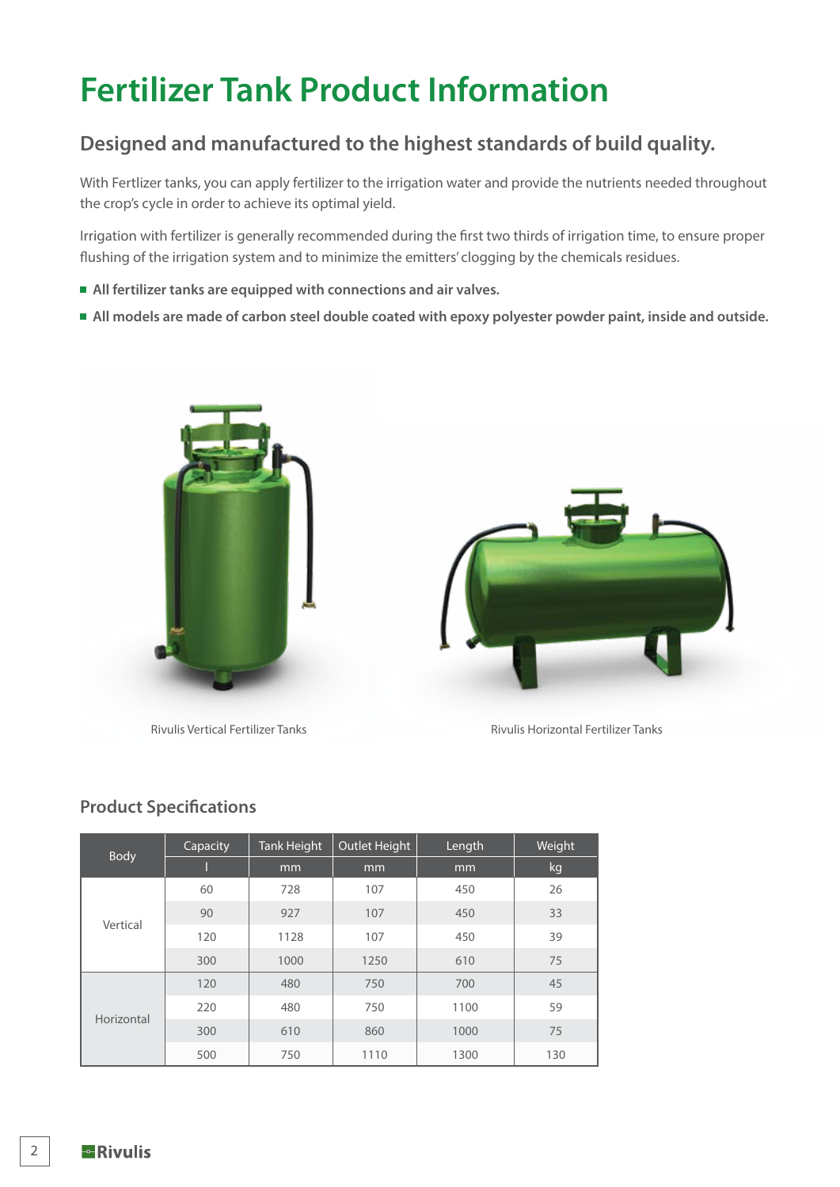# Fertilizer Tank Product Information

## Designed and manufactured to the highest standards of build quality.

With Fertlizer tanks, you can apply fertilizer to the irrigation water and provide the nutrients needed throughout the crop's cycle in order to achieve its optimal yield.

Irrigation with fertilizer is generally recommended during the first two thirds of irrigation time, to ensure proper flushing of the irrigation system and to minimize the emitters' clogging by the chemicals residues.

- **All fertilizer tanks are equipped with connections and air valves.**
- **All models are made of carbon steel double coated with epoxy polyester powder paint, inside and outside.**

Rivulis Vertical Fertilizer Tanks

Rivulis Horizontal Fertilizer Tanks

### Product Specifications

| Body | Capacity | Tank Height | Outlet Height | Length | Weight |
|---|---|---|---|---|---|
| | l | mm | mm | mm | kg |
| Vertical | 60 | 728 | 107 | 450 | 26 |
| | 90 | 927 | 107 | 450 | 33 |
| | 120 | 1128 | 107 | 450 | 39 |
| | 300 | 1000 | 1250 | 610 | 75 |
| Horizontal | 120 | 480 | 750 | 700 | 45 |
| | 220 | 480 | 750 | 1100 | 59 |
| | 300 | 610 | 860 | 1000 | 75 |
| | 500 | 750 | 1110 | 1300 | 130 |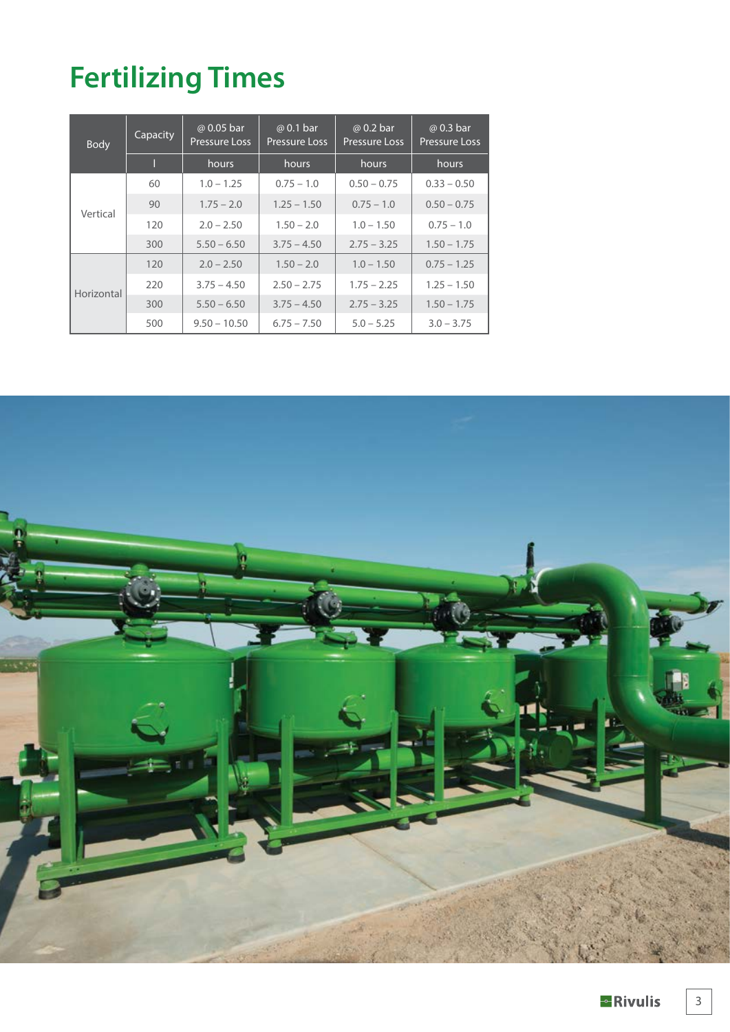# Fertilizing Times

| Body | Capacity | @ 0.05 bar Pressure Loss | @ 0.1 bar Pressure Loss | @ 0.2 bar Pressure Loss | @ 0.3 bar Pressure Loss |
|---|---|---|---|---|---|
| | l | hours | hours | hours | hours |
| Vertical | 60 | 1.0 – 1.25 | 0.75 – 1.0 | 0.50 – 0.75 | 0.33 – 0.50 |
| | 90 | 1.75 – 2.0 | 1.25 – 1.50 | 0.75 – 1.0 | 0.50 – 0.75 |
| | 120 | 2.0 – 2.50 | 1.50 – 2.0 | 1.0 – 1.50 | 0.75 – 1.0 |
| | 300 | 5.50 – 6.50 | 3.75 – 4.50 | 2.75 – 3.25 | 1.50 – 1.75 |
| Horizontal | 120 | 2.0 – 2.50 | 1.50 – 2.0 | 1.0 – 1.50 | 0.75 – 1.25 |
| | 220 | 3.75 – 4.50 | 2.50 – 2.75 | 1.75 – 2.25 | 1.25 – 1.50 |
| | 300 | 5.50 – 6.50 | 3.75 – 4.50 | 2.75 – 3.25 | 1.50 – 1.75 |
| | 500 | 9.50 – 10.50 | 6.75 – 7.50 | 5.0 – 5.25 | 3.0 – 3.75 |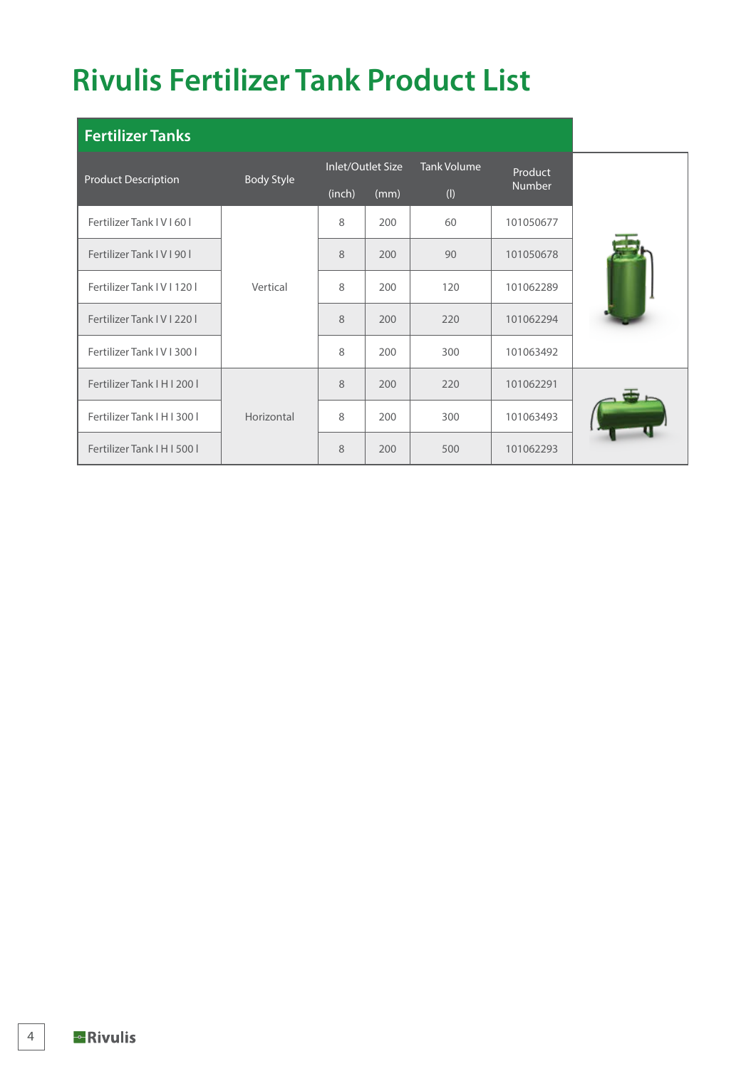# Rivulis Fertilizer Tank Product List

## Fertilizer Tanks

| Product Description | Body Style | Inlet/Outlet Size | | Tank Volume | Product Number |
|---|---|---|---|---|---|
| | | (inch) | (mm) | (l) | |
| Fertilizer Tank I V I 60 l | Vertical | 8 | 200 | 60 | 101050677 |
| Fertilizer Tank I V I 90 l | | 8 | 200 | 90 | 101050678 |
| Fertilizer Tank I V I 120 l | | 8 | 200 | 120 | 101062289 |
| Fertilizer Tank I V I 220 l | | 8 | 200 | 220 | 101062294 |
| Fertilizer Tank I V I 300 l | | 8 | 200 | 300 | 101063492 |
| Fertilizer Tank I H I 200 l | Horizontal | 8 | 200 | 220 | 101062291 |
| Fertilizer Tank I H I 300 l | | 8 | 200 | 300 | 101063493 |
| Fertilizer Tank I H I 500 l | | 8 | 200 | 500 | 101062293 |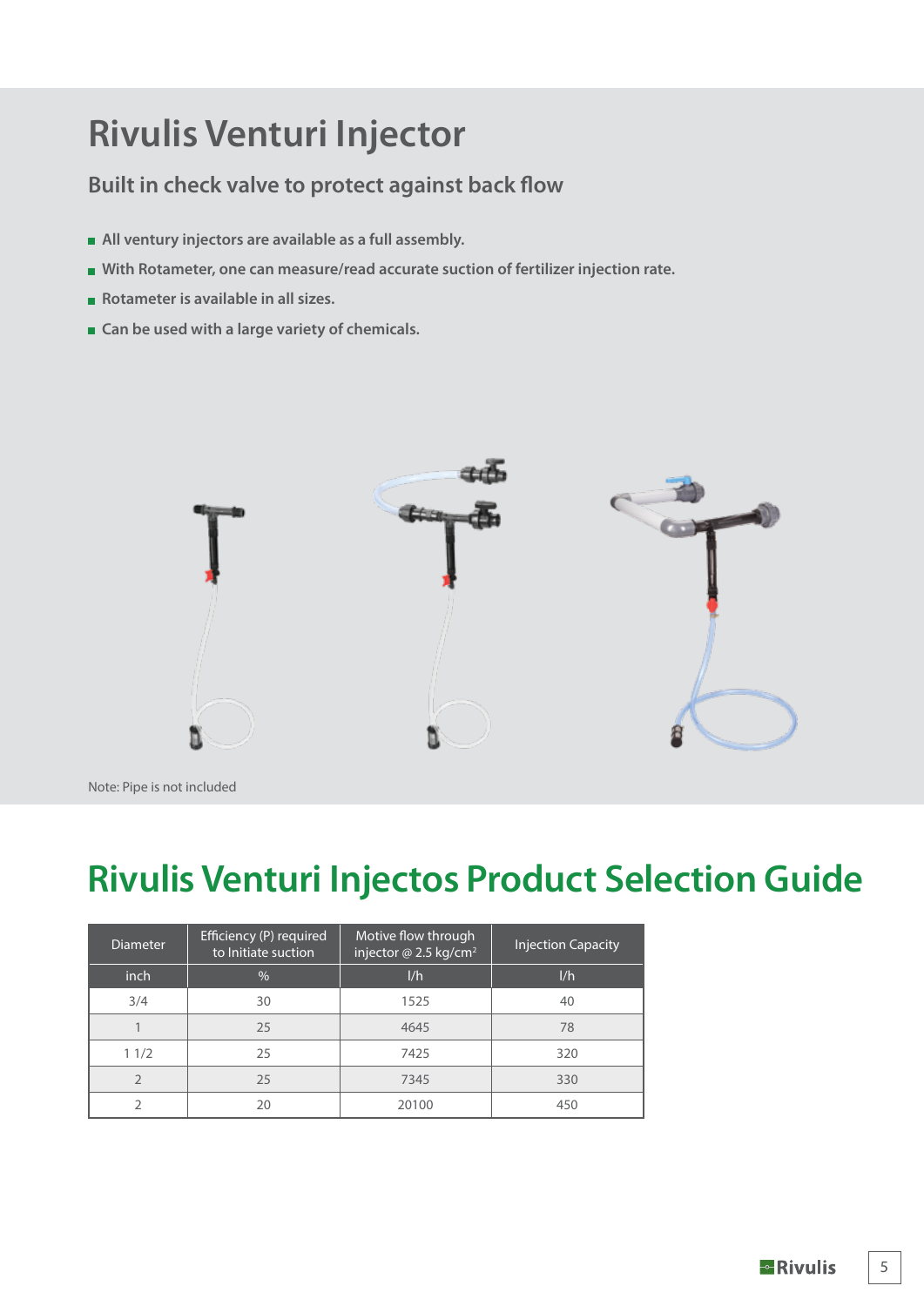# Rivulis Venturi Injector

## Built in check valve to protect against back flow

- All ventury injectors are available as a full assembly.
- With Rotameter, one can measure/read accurate suction of fertilizer injection rate.
- Rotameter is available in all sizes.
- Can be used with a large variety of chemicals.

Note: Pipe is not included

# Rivulis Venturi Injectos Product Selection Guide

| Diameter | Efficiency (P) required to Initiate suction | Motive flow through injector @ 2.5 kg/cm$^2$ | Injection Capacity |
|---|---|---|---|
| inch | % | l/h | l/h |
| 3/4 | 30 | 1525 | 40 |
| 1 | 25 | 4645 | 78 |
| 1 1/2 | 25 | 7425 | 320 |
| 2 | 25 | 7345 | 330 |
| 2 | 20 | 20100 | 450 |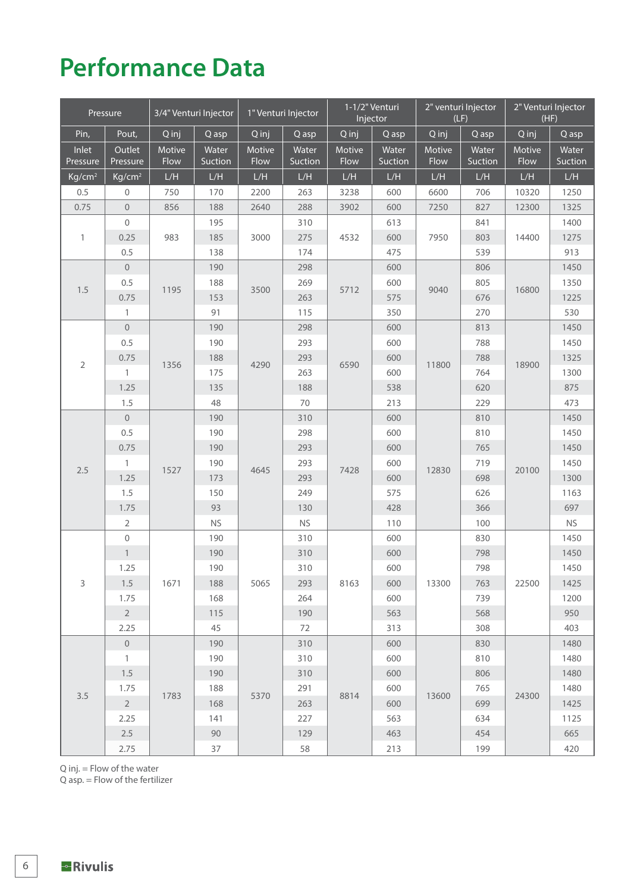# Performance Data

| Pressure | | 3/4" Venturi Injector | | 1" Venturi Injector | | 1-1/2" Venturi Injector | | 2" venturi Injector (LF) | | 2" Venturi Injector (HF) | |
|---|---|---|---|---|---|---|---|---|---|---|---|
| Pin, | Pout, | Q inj | Q asp | Q inj | Q asp | Q inj | Q asp | Q inj | Q asp | Q inj | Q asp |
| Inlet Pressure | Outlet Pressure | Motive Flow | Water Suction | Motive Flow | Water Suction | Motive Flow | Water Suction | Motive Flow | Water Suction | Motive Flow | Water Suction |
| Kg/cm² | Kg/cm² | L/H | L/H | L/H | L/H | L/H | L/H | L/H | L/H | L/H | L/H |
| 0.5 | 0 | 750 | 170 | 2200 | 263 | 3238 | 600 | 6600 | 706 | 10320 | 1250 |
| 0.75 | 0 | 856 | 188 | 2640 | 288 | 3902 | 600 | 7250 | 827 | 12300 | 1325 |
| 1 | 0 | 983 | 195 | 3000 | 310 | 4532 | 613 | 7950 | 841 | 14400 | 1400 |
| | 0.25 | | 185 | | 275 | | 600 | | 803 | | 1275 |
| | 0.5 | | 138 | | 174 | | 475 | | 539 | | 913 |
| 1.5 | 0 | 1195 | 190 | 3500 | 298 | 5712 | 600 | 9040 | 806 | 16800 | 1450 |
| | 0.5 | | 188 | | 269 | | 600 | | 805 | | 1350 |
| | 0.75 | | 153 | | 263 | | 575 | | 676 | | 1225 |
| | 1 | | 91 | | 115 | | 350 | | 270 | | 530 |
| 2 | 0 | 1356 | 190 | 4290 | 298 | 6590 | 600 | 11800 | 813 | 18900 | 1450 |
| | 0.5 | | 190 | | 293 | | 600 | | 788 | | 1450 |
| | 0.75 | | 188 | | 293 | | 600 | | 788 | | 1325 |
| | 1 | | 175 | | 263 | | 600 | | 764 | | 1300 |
| | 1.25 | | 135 | | 188 | | 538 | | 620 | | 875 |
| | 1.5 | | 48 | | 70 | | 213 | | 229 | | 473 |
| 2.5 | 0 | 1527 | 190 | 4645 | 310 | 7428 | 600 | 12830 | 810 | 20100 | 1450 |
| | 0.5 | | 190 | | 298 | | 600 | | 810 | | 1450 |
| | 0.75 | | 190 | | 293 | | 600 | | 765 | | 1450 |
| | 1 | | 190 | | 293 | | 600 | | 719 | | 1450 |
| | 1.25 | | 173 | | 293 | | 600 | | 698 | | 1300 |
| | 1.5 | | 150 | | 249 | | 575 | | 626 | | 1163 |
| | 1.75 | | 93 | | 130 | | 428 | | 366 | | 697 |
| | 2 | | NS | | NS | | 110 | | 100 | | NS |
| 3 | 0 | 1671 | 190 | 5065 | 310 | 8163 | 600 | 13300 | 830 | 22500 | 1450 |
| | 1 | | 190 | | 310 | | 600 | | 798 | | 1450 |
| | 1.25 | | 190 | | 310 | | 600 | | 798 | | 1450 |
| | 1.5 | | 188 | | 293 | | 600 | | 763 | | 1425 |
| | 1.75 | | 168 | | 264 | | 600 | | 739 | | 1200 |
| | 2 | | 115 | | 190 | | 563 | | 568 | | 950 |
| | 2.25 | | 45 | | 72 | | 313 | | 308 | | 403 |
| 3.5 | 0 | 1783 | 190 | 5370 | 310 | 8814 | 600 | 13600 | 830 | 24300 | 1480 |
| | 1 | | 190 | | 310 | | 600 | | 810 | | 1480 |
| | 1.5 | | 190 | | 310 | | 600 | | 806 | | 1480 |
| | 1.75 | | 188 | | 291 | | 600 | | 765 | | 1480 |
| | 2 | | 168 | | 263 | | 600 | | 699 | | 1425 |
| | 2.25 | | 141 | | 227 | | 563 | | 634 | | 1125 |
| | 2.5 | | 90 | | 129 | | 463 | | 454 | | 665 |
| | 2.75 | | 37 | | 58 | | 213 | | 199 | | 420 |

Q inj. = Flow of the water
Q asp. = Flow of the fertilizer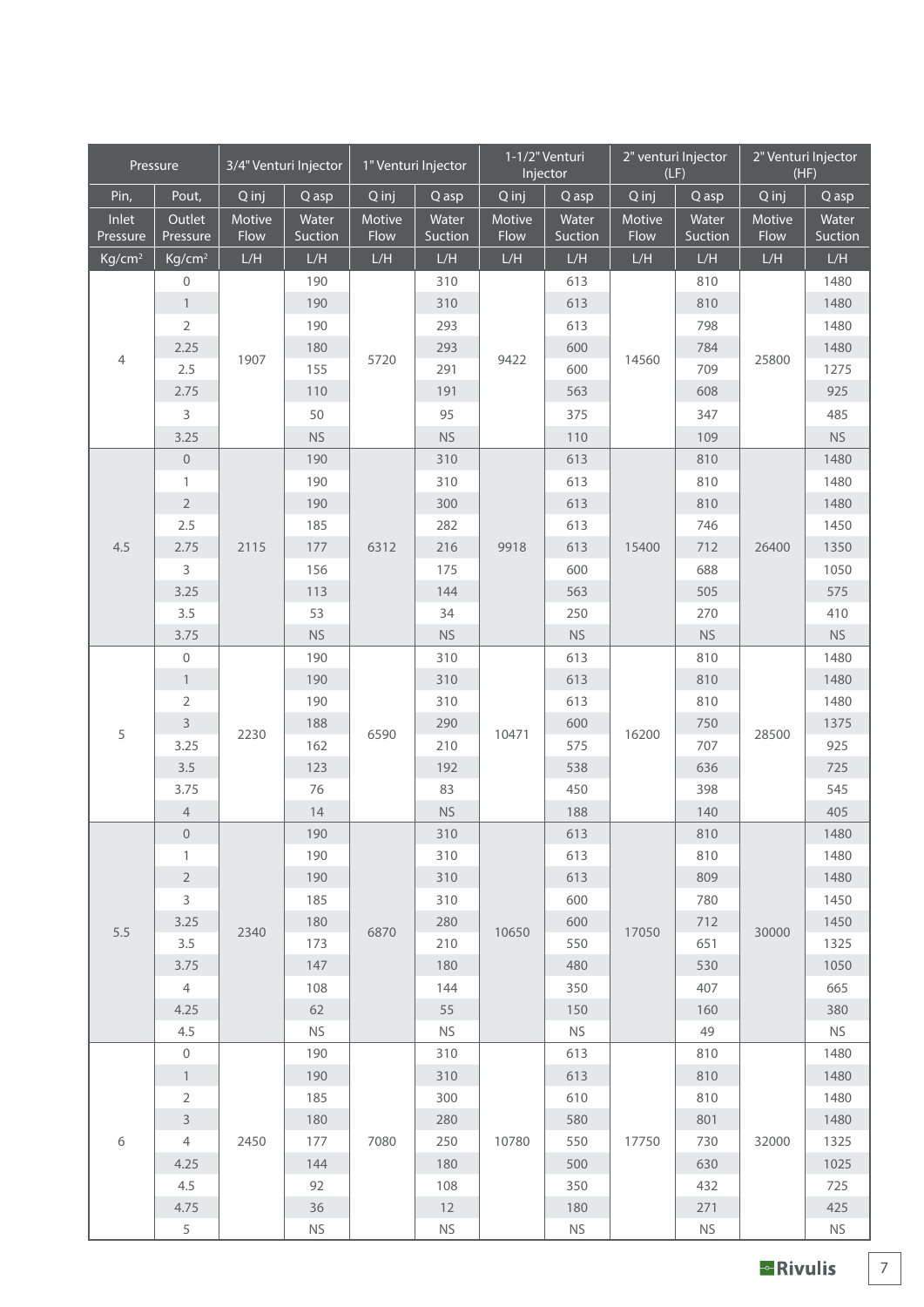| Pressure | | 3/4" Venturi Injector | | 1" Venturi Injector | | 1-1/2" Venturi Injector | | 2" venturi Injector (LF) | | 2" Venturi Injector (HF) | |
|---|---|---|---|---|---|---|---|---|---|---|---|
| Pin, | Pout, | Q inj | Q asp | Q inj | Q asp | Q inj | Q asp | Q inj | Q asp | Q inj | Q asp |
| Inlet Pressure | Outlet Pressure | Motive Flow | Water Suction | Motive Flow | Water Suction | Motive Flow | Water Suction | Motive Flow | Water Suction | Motive Flow | Water Suction |
| Kg/cm² | Kg/cm² | L/H | L/H | L/H | L/H | L/H | L/H | L/H | L/H | L/H | L/H |
| 4 | 0 | 1907 | 190 | 5720 | 310 | 9422 | 613 | 14560 | 810 | 25800 | 1480 |
| | 1 | | 190 | | 310 | | 613 | | 810 | | 1480 |
| | 2 | | 190 | | 293 | | 613 | | 798 | | 1480 |
| | 2.25 | | 180 | | 293 | | 600 | | 784 | | 1480 |
| | 2.5 | | 155 | | 291 | | 600 | | 709 | | 1275 |
| | 2.75 | | 110 | | 191 | | 563 | | 608 | | 925 |
| | 3 | | 50 | | 95 | | 375 | | 347 | | 485 |
| | 3.25 | | NS | | NS | | 110 | | 109 | | NS |
| 4.5 | 0 | 2115 | 190 | 6312 | 310 | 9918 | 613 | 15400 | 810 | 26400 | 1480 |
| | 1 | | 190 | | 310 | | 613 | | 810 | | 1480 |
| | 2 | | 190 | | 300 | | 613 | | 810 | | 1480 |
| | 2.5 | | 185 | | 282 | | 613 | | 746 | | 1450 |
| | 2.75 | | 177 | | 216 | | 613 | | 712 | | 1350 |
| | 3 | | 156 | | 175 | | 600 | | 688 | | 1050 |
| | 3.25 | | 113 | | 144 | | 563 | | 505 | | 575 |
| | 3.5 | | 53 | | 34 | | 250 | | 270 | | 410 |
| | 3.75 | | NS | | NS | | NS | | NS | | NS |
| 5 | 0 | 2230 | 190 | 6590 | 310 | 10471 | 613 | 16200 | 810 | 28500 | 1480 |
| | 1 | | 190 | | 310 | | 613 | | 810 | | 1480 |
| | 2 | | 190 | | 310 | | 613 | | 810 | | 1480 |
| | 3 | | 188 | | 290 | | 600 | | 750 | | 1375 |
| | 3.25 | | 162 | | 210 | | 575 | | 707 | | 925 |
| | 3.5 | | 123 | | 192 | | 538 | | 636 | | 725 |
| | 3.75 | | 76 | | 83 | | 450 | | 398 | | 545 |
| | 4 | | 14 | | NS | | 188 | | 140 | | 405 |
| 5.5 | 0 | 2340 | 190 | 6870 | 310 | 10650 | 613 | 17050 | 810 | 30000 | 1480 |
| | 1 | | 190 | | 310 | | 613 | | 810 | | 1480 |
| | 2 | | 190 | | 310 | | 613 | | 809 | | 1480 |
| | 3 | | 185 | | 310 | | 600 | | 780 | | 1450 |
| | 3.25 | | 180 | | 280 | | 600 | | 712 | | 1450 |
| | 3.5 | | 173 | | 210 | | 550 | | 651 | | 1325 |
| | 3.75 | | 147 | | 180 | | 480 | | 530 | | 1050 |
| | 4 | | 108 | | 144 | | 350 | | 407 | | 665 |
| | 4.25 | | 62 | | 55 | | 150 | | 160 | | 380 |
| | 4.5 | | NS | | NS | | NS | | 49 | | NS |
| 6 | 0 | 2450 | 190 | 7080 | 310 | 10780 | 613 | 17750 | 810 | 32000 | 1480 |
| | 1 | | 190 | | 310 | | 613 | | 810 | | 1480 |
| | 2 | | 185 | | 300 | | 610 | | 810 | | 1480 |
| | 3 | | 180 | | 280 | | 580 | | 801 | | 1480 |
| | 4 | | 177 | | 250 | | 550 | | 730 | | 1325 |
| | 4.25 | | 144 | | 180 | | 500 | | 630 | | 1025 |
| | 4.5 | | 92 | | 108 | | 350 | | 432 | | 725 |
| | 4.75 | | 36 | | 12 | | 180 | | 271 | | 425 |
| | 5 | | NS | | NS | | NS | | NS | | NS |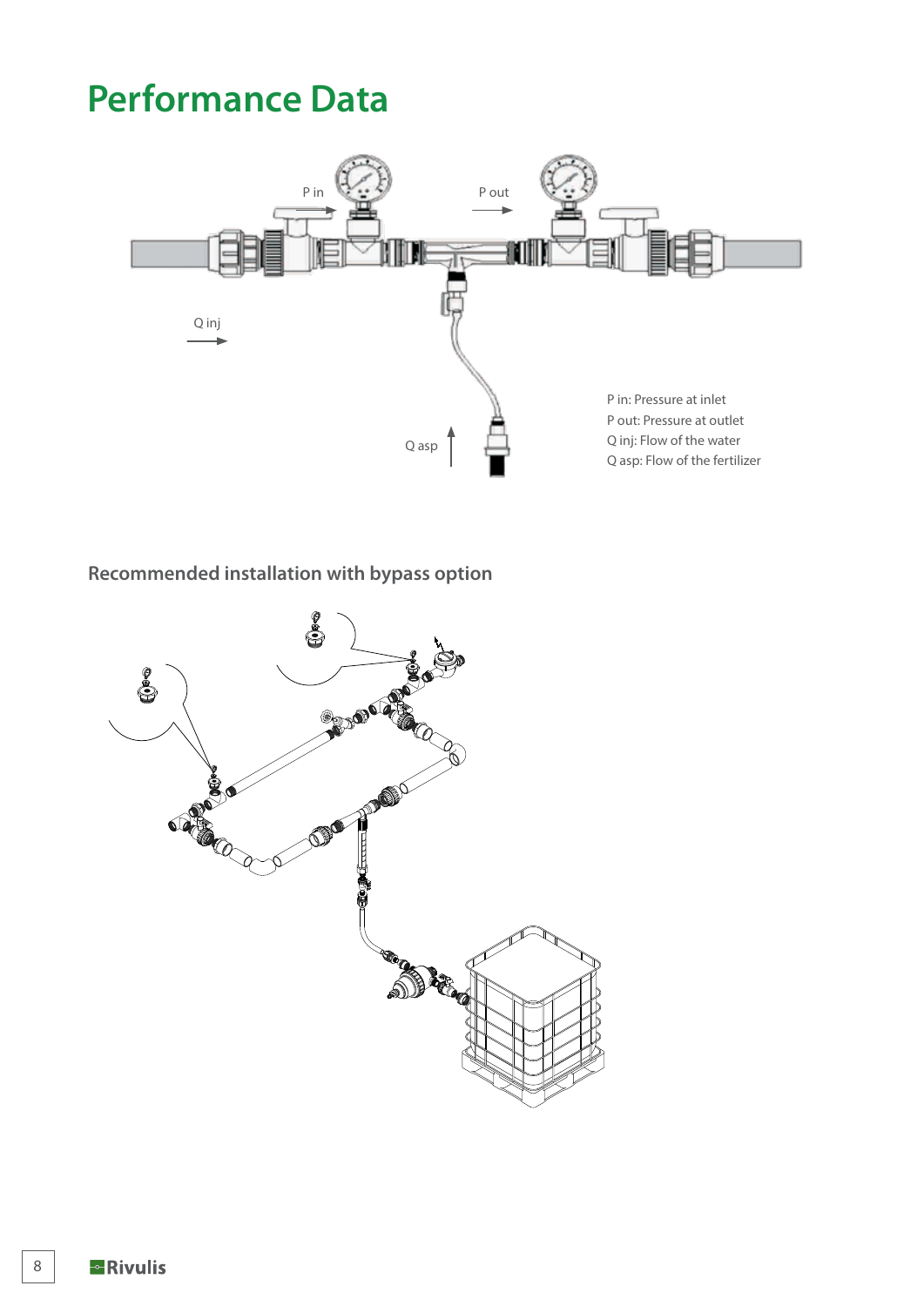# Performance Data

P in

P out

Q inj

Q asp

P in: Pressure at inlet
P out: Pressure at outlet
Q inj: Flow of the water
Q asp: Flow of the fertilizer

## Recommended installation with bypass option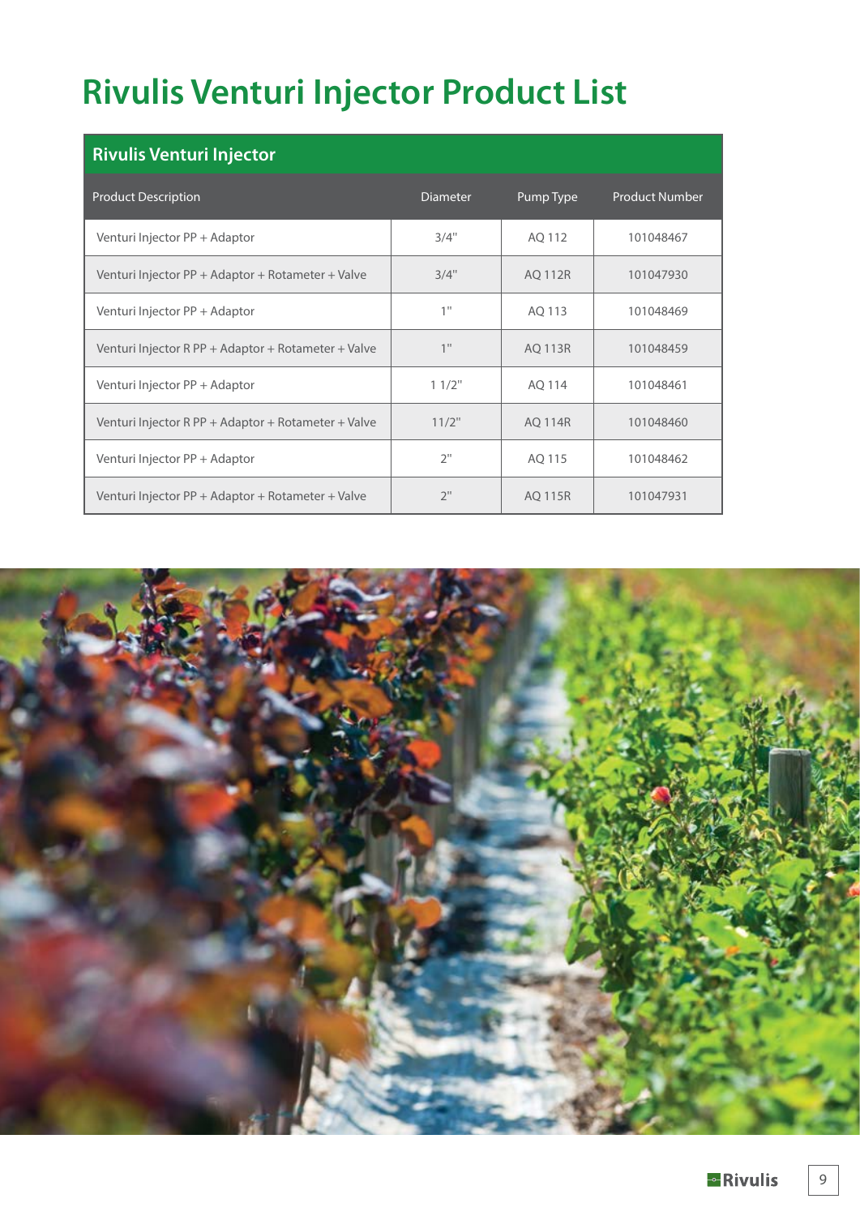# Rivulis Venturi Injector Product List

| Rivulis Venturi Injector | | | |
|---|---|---|---|
| Product Description | Diameter | Pump Type | Product Number |
| Venturi Injector PP + Adaptor | 3/4" | AQ 112 | 101048467 |
| Venturi Injector PP + Adaptor + Rotameter + Valve | 3/4" | AQ 112R | 101047930 |
| Venturi Injector PP + Adaptor | 1" | AQ 113 | 101048469 |
| Venturi Injector R PP + Adaptor + Rotameter + Valve | 1" | AQ 113R | 101048459 |
| Venturi Injector PP + Adaptor | 1 1/2" | AQ 114 | 101048461 |
| Venturi Injector R PP + Adaptor + Rotameter + Valve | 11/2" | AQ 114R | 101048460 |
| Venturi Injector PP + Adaptor | 2" | AQ 115 | 101048462 |
| Venturi Injector PP + Adaptor + Rotameter + Valve | 2" | AQ 115R | 101047931 |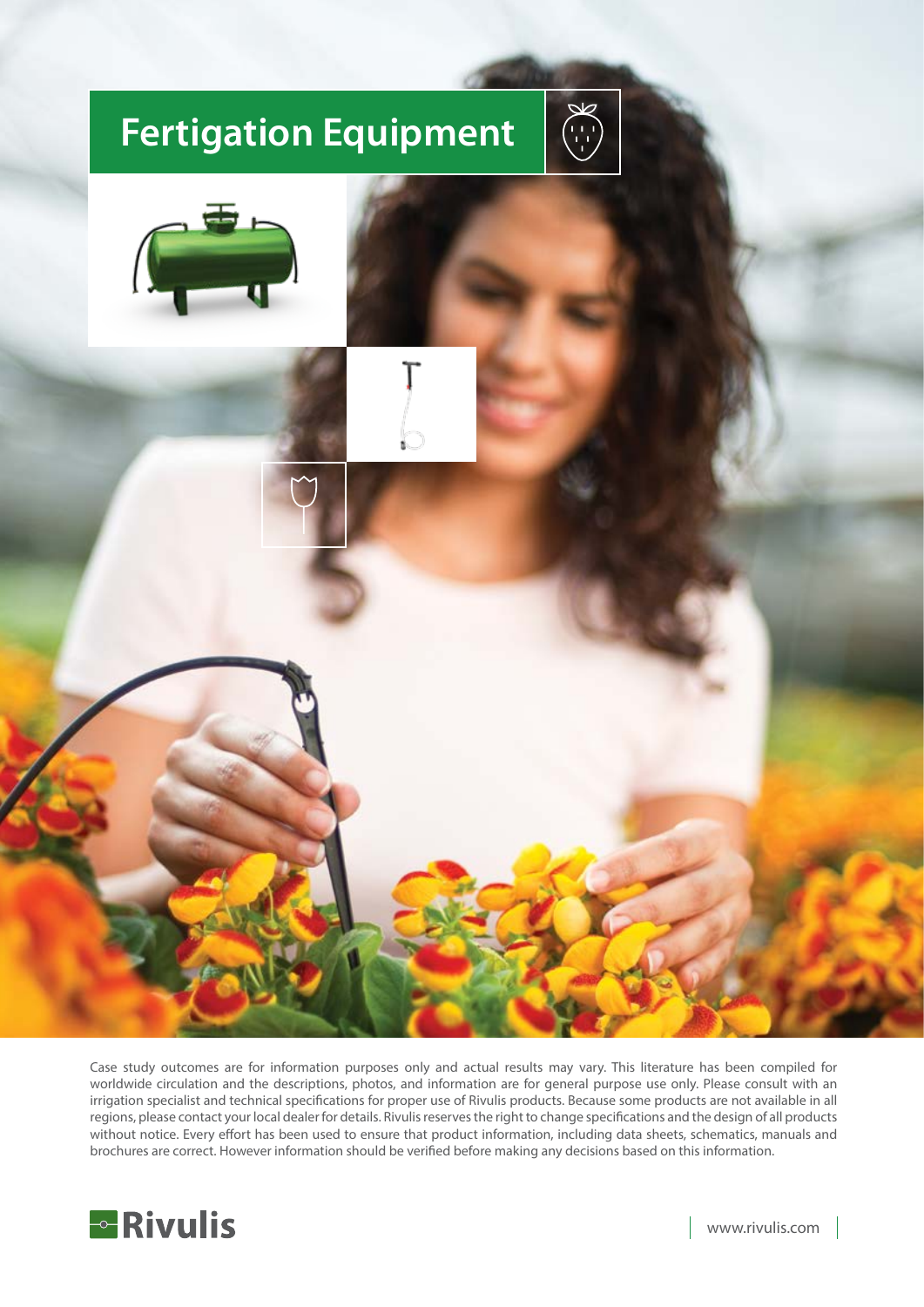# Fertigation Equipment

Case study outcomes are for information purposes only and actual results may vary. This literature has been compiled for worldwide circulation and the descriptions, photos, and information are for general purpose use only. Please consult with an irrigation specialist and technical specifications for proper use of Rivulis products. Because some products are not available in all regions, please contact your local dealer for details. Rivulis reserves the right to change specifications and the design of all products without notice. Every effort has been used to ensure that product information, including data sheets, schematics, manuals and brochures are correct. However information should be verified before making any decisions based on this information.

Rivulis

www.rivulis.com